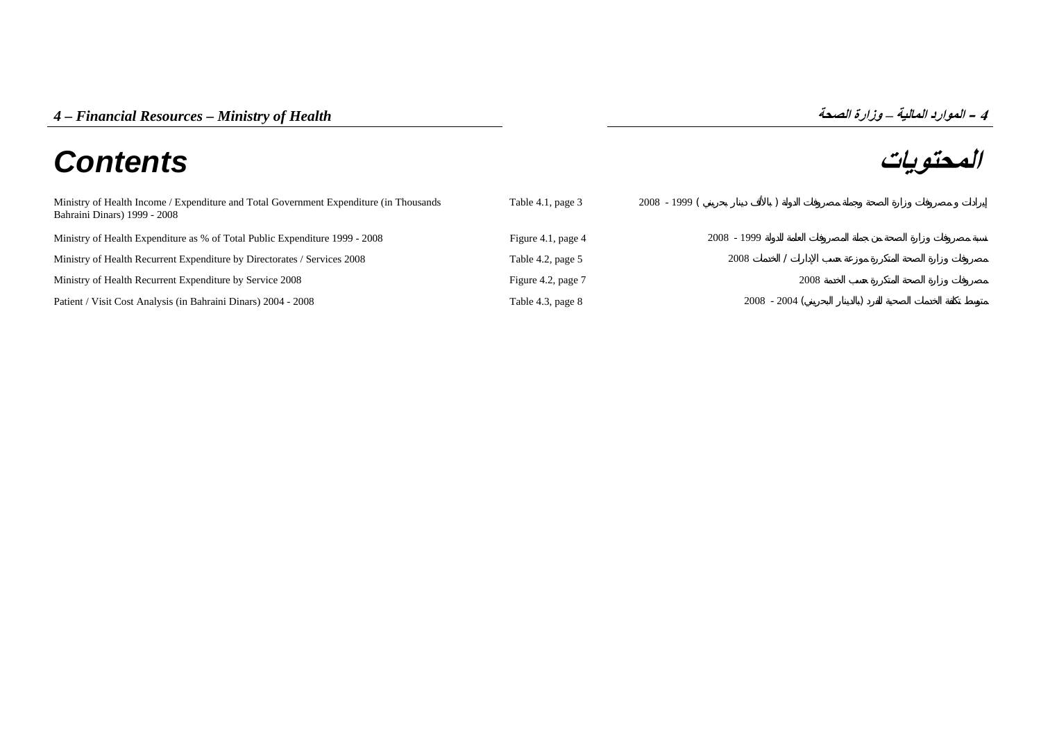*4 – Financial Resources – Ministry of Health*

*4 – الموارد المالية – وزارة الصحة*

# Contents

# المحتويات

| | | |
|---|---|---|
| Ministry of Health Income / Expenditure and Total Government Expenditure (in Thousands Bahraini Dinars) 1999 - 2008 | Table 4.1, page 3 | إيرادات و مصروفات وزارة الصحة وجملة مصروفات الدولة ( بالألف دينار بحريني ) 1999 - 2008 |
| Ministry of Health Expenditure as % of Total Public Expenditure 1999 - 2008 | Figure 4.1, page 4 | نسبة مصروفات وزارة الصحة من جملة المصروفات العامة للدولة 1999 - 2008 |
| Ministry of Health Recurrent Expenditure by Directorates / Services 2008 | Table 4.2, page 5 | مصروفات وزارة الصحة المتكررة موزعة حسب الإدارات / الخدمات 2008 |
| Ministry of Health Recurrent Expenditure by Service 2008 | Figure 4.2, page 7 | مصروفات وزارة الصحة المتكررة حسب الخدمة 2008 |
| Patient / Visit Cost Analysis (in Bahraini Dinars) 2004 - 2008 | Table 4.3, page 8 | متوسط تكلفة الخدمات الصحية للفرد (بالدينار البحريني) 2004 - 2008 |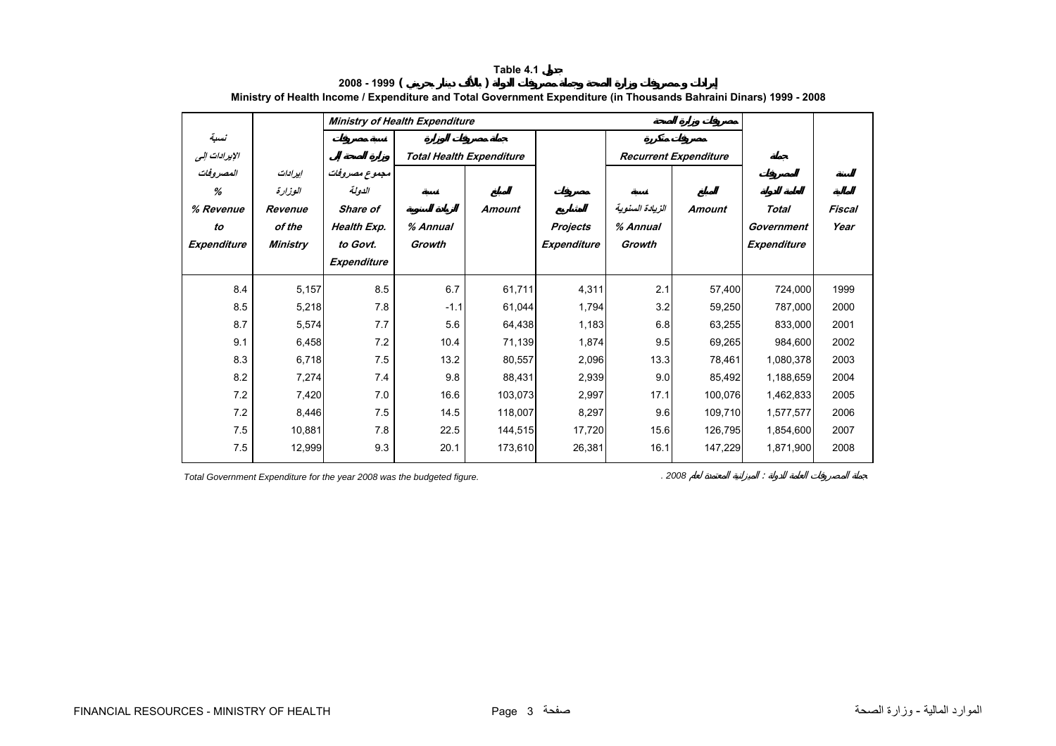# Table 4.1 جدول

## إيرادات ومصروفات وزارة الصحة وجملة مصروفات الدولة (بالألف دينار بحريني) 1999 - 2008

### Ministry of Health Income / Expenditure and Total Government Expenditure (in Thousands Bahraini Dinars) 1999 - 2008

| نسبة الإيرادات إلى المصروفات % Revenue to Expenditure | إيرادات الوزارة Revenue of the Ministry | Ministry of Health Expenditure مصروفات وزارة الصحة | | | | | | جملة المصروفات العامة للدولة Total Government Expenditure | السنة المالية Fiscal Year |
|---|---|---|---|---|---|---|---|---|---|
| | | نسبة مصروفات وزارة الصحة إلى مجموع مصروفات الدولة Share of Health Exp. to Govt. Expenditure | جملة مصروفات الوزارة Total Health Expenditure | | مصروفات المشاريع Projects Expenditure | مصروفات متكررة Recurrent Expenditure | | | |
| | | | نسبة الزيادة السنوية % Annual Growth | المبلغ Amount | | نسبة الزيادة السنوية % Annual Growth | المبلغ Amount | | |
| 8.4 | 5,157 | 8.5 | 6.7 | 61,711 | 4,311 | 2.1 | 57,400 | 724,000 | 1999 |
| 8.5 | 5,218 | 7.8 | -1.1 | 61,044 | 1,794 | 3.2 | 59,250 | 787,000 | 2000 |
| 8.7 | 5,574 | 7.7 | 5.6 | 64,438 | 1,183 | 6.8 | 63,255 | 833,000 | 2001 |
| 9.1 | 6,458 | 7.2 | 10.4 | 71,139 | 1,874 | 9.5 | 69,265 | 984,600 | 2002 |
| 8.3 | 6,718 | 7.5 | 13.2 | 80,557 | 2,096 | 13.3 | 78,461 | 1,080,378 | 2003 |
| 8.2 | 7,274 | 7.4 | 9.8 | 88,431 | 2,939 | 9.0 | 85,492 | 1,188,659 | 2004 |
| 7.2 | 7,420 | 7.0 | 16.6 | 103,073 | 2,997 | 17.1 | 100,076 | 1,462,833 | 2005 |
| 7.2 | 8,446 | 7.5 | 14.5 | 118,007 | 8,297 | 9.6 | 109,710 | 1,577,577 | 2006 |
| 7.5 | 10,881 | 7.8 | 22.5 | 144,515 | 17,720 | 15.6 | 126,795 | 1,854,600 | 2007 |
| 7.5 | 12,999 | 9.3 | 20.1 | 173,610 | 26,381 | 16.1 | 147,229 | 1,871,900 | 2008 |

*Total Government Expenditure for the year 2008 was the budgeted figure.*

جملة المصروفات العامة للدولة : الميزانية المعتمدة لعام 2008 .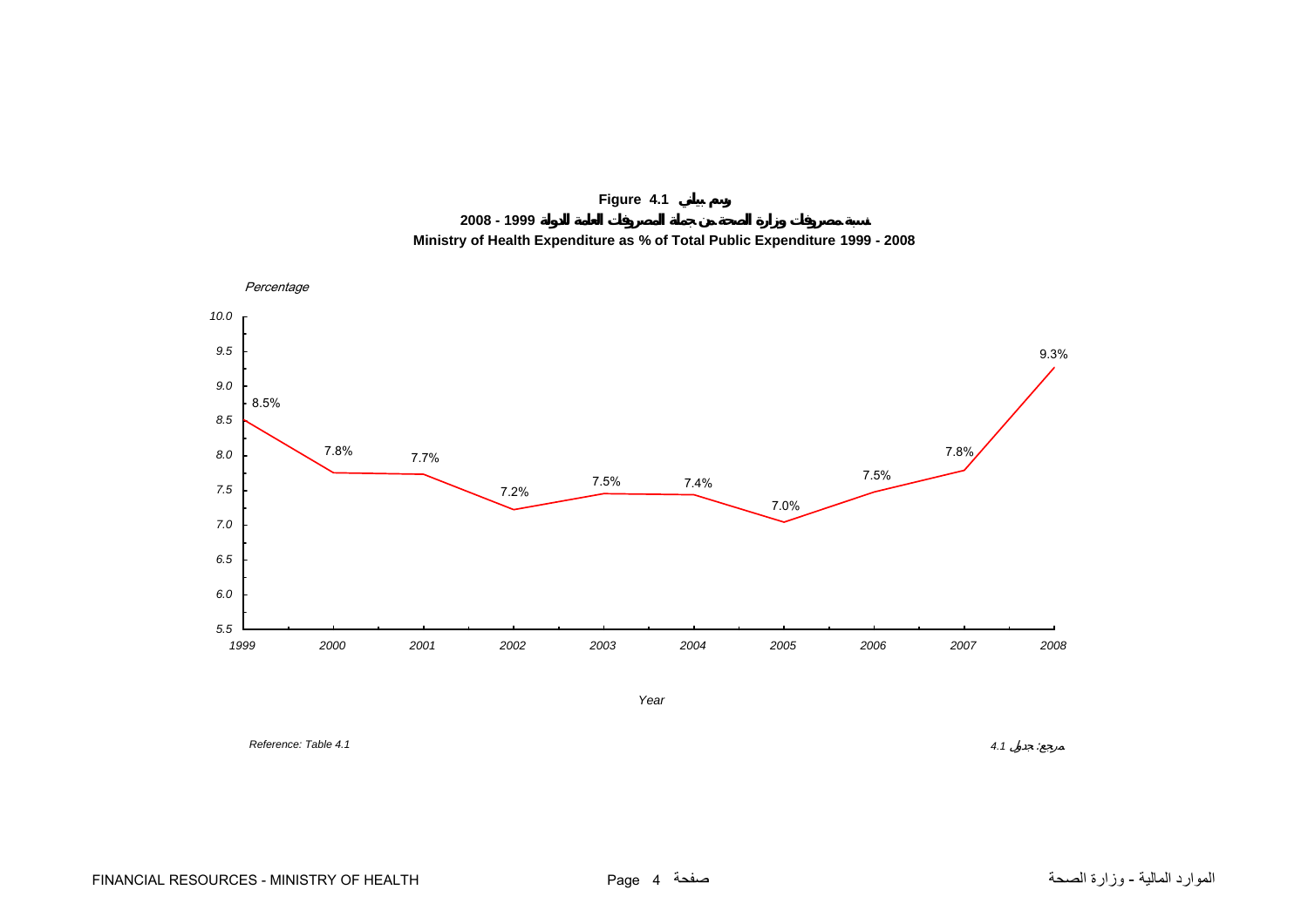**Figure 4.1 رسم بياني**

**نسبة مصروفات وزارة الصحة من جملة المصروفات العامة للدولة 1999 - 2008**

**Ministry of Health Expenditure as % of Total Public Expenditure 1999 - 2008**

*Percentage*

| Year | Percentage |
|---|---|
| 1999 | 8.5% |
| 2000 | 7.8% |
| 2001 | 7.7% |
| 2002 | 7.2% |
| 2003 | 7.5% |
| 2004 | 7.4% |
| 2005 | 7.0% |
| 2006 | 7.5% |
| 2007 | 7.8% |
| 2008 | 9.3% |

*Year*

*Reference: Table 4.1*

مرجع: جدول 4.1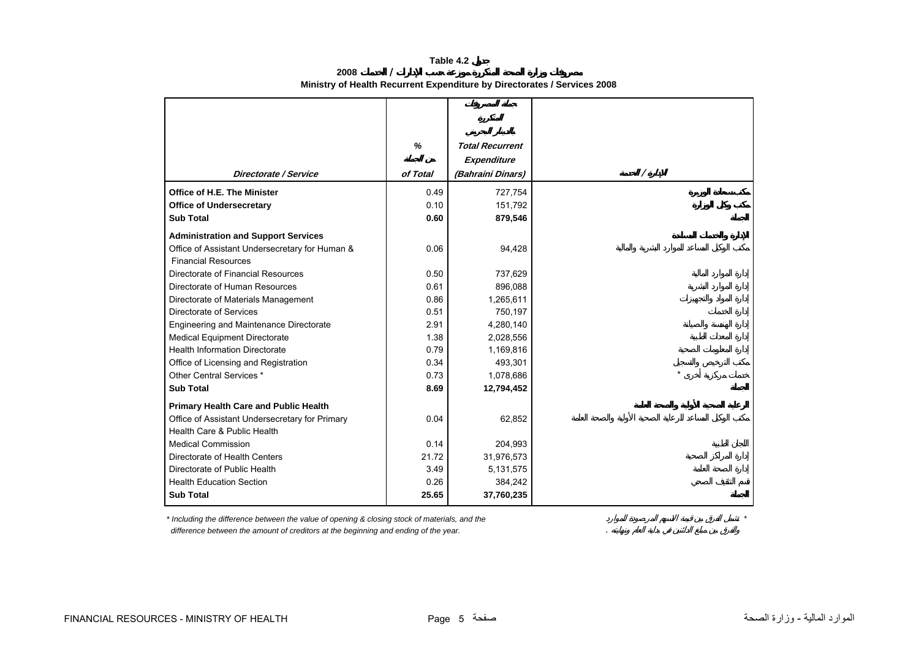**Table 4.2 جدول**

**2008 مصروفات وزارة الصحة المتكررة موزعة حسب الإدارات / الخدمات**

**Ministry of Health Recurrent Expenditure by Directorates / Services 2008**

| Directorate / Service | % من الجملة of Total | جملة المصروفات المتكررة بالدينار البحريني Total Recurrent Expenditure (Bahraini Dinars) | الإدارة / الخدمة |
|---|---|---|---|
| **Office of H.E. The Minister** | 0.49 | 727,754 | **مكتب سعادة الوزيرة** |
| **Office of Undersecretary** | 0.10 | 151,792 | **مكتب وكيل الوزارة** |
| **Sub Total** | **0.60** | **879,546** | **الجملة** |
| **Administration and Support Services** | | | **الإدارة والخدمات المساندة** |
| Office of Assistant Undersecretary for Human & Financial Resources | 0.06 | 94,428 | مكتب الوكيل المساعد للموارد البشرية والمالية |
| Directorate of Financial Resources | 0.50 | 737,629 | إدارة الموارد المالية |
| Directorate of Human Resources | 0.61 | 896,088 | إدارة الموارد البشرية |
| Directorate of Materials Management | 0.86 | 1,265,611 | إدارة المواد والتجهيزات |
| Directorate of Services | 0.51 | 750,197 | إدارة الخدمات |
| Engineering and Maintenance Directorate | 2.91 | 4,280,140 | إدارة الهندسة والصيانة |
| Medical Equipment Directorate | 1.38 | 2,028,556 | إدارة المعدات الطبية |
| Health Information Directorate | 0.79 | 1,169,816 | إدارة المعلومات الصحية |
| Office of Licensing and Registration | 0.34 | 493,301 | مكتب الترخيص والتسجيل |
| Other Central Services * | 0.73 | 1,078,686 | خدمات مركزية أخرى * |
| **Sub Total** | **8.69** | **12,794,452** | **الجملة** |
| **Primary Health Care and Public Health** | | | **الرعاية الصحية الأولية والصحة العامة** |
| Office of Assistant Undersecretary for Primary Health Care & Public Health | 0.04 | 62,852 | مكتب الوكيل المساعد للرعاية الصحية الأولية والصحة العامة |
| Medical Commission | 0.14 | 204,993 | اللجان الطبية |
| Directorate of Health Centers | 21.72 | 31,976,573 | إدارة المراكز الصحية |
| Directorate of Public Health | 3.49 | 5,131,575 | إدارة الصحة العامة |
| Health Education Section | 0.26 | 384,242 | قسم التثقيف الصحي |
| **Sub Total** | **25.65** | **37,760,235** | **الجملة** |

*\* Including the difference between the value of opening & closing stock of materials, and the difference between the amount of creditors at the beginning and ending of the year.*

\* تشمل الفرق بين قيمة الأسهم المرصودة للموارد والفرق بين مبلغ الدائنين في بداية العام ونهايته .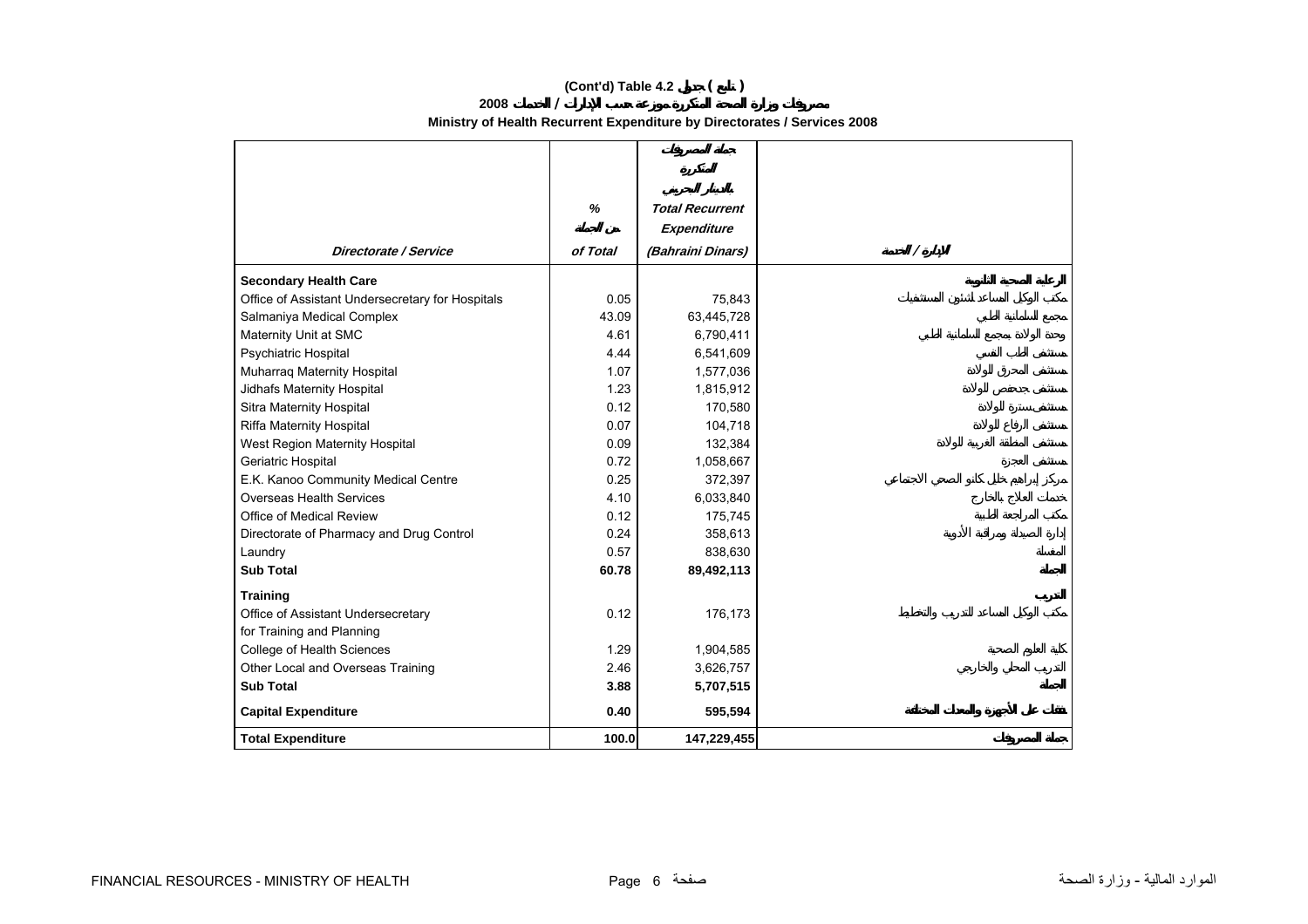# (Cont'd) Table 4.2 جدول ( تابع )

## مصروفات وزارة الصحة المتكررة موزعة حسب الإدارات / الخدمات 2008

## Ministry of Health Recurrent Expenditure by Directorates / Services 2008

| Directorate / Service | % من الجملة of Total | جملة المصروفات المتكررة بالدينار البحريني Total Recurrent Expenditure (Bahraini Dinars) | الإدارة / الخدمة |
|---|---|---|---|
| **Secondary Health Care** | | | **الرعاية الصحية الثانوية** |
| Office of Assistant Undersecretary for Hospitals | 0.05 | 75,843 | مكتب الوكيل المساعد لشئون المستشفيات |
| Salmaniya Medical Complex | 43.09 | 63,445,728 | مجمع السلمانية الطبي |
| Maternity Unit at SMC | 4.61 | 6,790,411 | وحدة الولادة بمجمع السلمانية الطبي |
| Psychiatric Hospital | 4.44 | 6,541,609 | مستشفى الطب النفسي |
| Muharraq Maternity Hospital | 1.07 | 1,577,036 | مستشفى المحرق للولادة |
| Jidhafs Maternity Hospital | 1.23 | 1,815,912 | مستشفى جدحفص للولادة |
| Sitra Maternity Hospital | 0.12 | 170,580 | مستشفى سترة للولادة |
| Riffa Maternity Hospital | 0.07 | 104,718 | مستشفى الرفاع للولادة |
| West Region Maternity Hospital | 0.09 | 132,384 | مستشفى المنطقة الغربية للولادة |
| Geriatric Hospital | 0.72 | 1,058,667 | مستشفى العجزة |
| E.K. Kanoo Community Medical Centre | 0.25 | 372,397 | مركز إبراهيم خليل كانو الصحي الاجتماعي |
| Overseas Health Services | 4.10 | 6,033,840 | خدمات العلاج بالخارج |
| Office of Medical Review | 0.12 | 175,745 | مكتب المراجعة الطبية |
| Directorate of Pharmacy and Drug Control | 0.24 | 358,613 | إدارة الصيدلة ومراقبة الأدوية |
| Laundry | 0.57 | 838,630 | المغسلة |
| **Sub Total** | **60.78** | **89,492,113** | **الجملة** |
| **Training** | | | **التدريب** |
| Office of Assistant Undersecretary for Training and Planning | 0.12 | 176,173 | مكتب الوكيل المساعد للتدريب والتخطيط |
| College of Health Sciences | 1.29 | 1,904,585 | كلية العلوم الصحية |
| Other Local and Overseas Training | 2.46 | 3,626,757 | التدريب المحلي والخارجي |
| **Sub Total** | **3.88** | **5,707,515** | **الجملة** |
| **Capital Expenditure** | **0.40** | **595,594** | **نفقات على الأجهزة والمعدات المختلفة** |
| **Total Expenditure** | **100.0** | **147,229,455** | **جملة المصروفات** |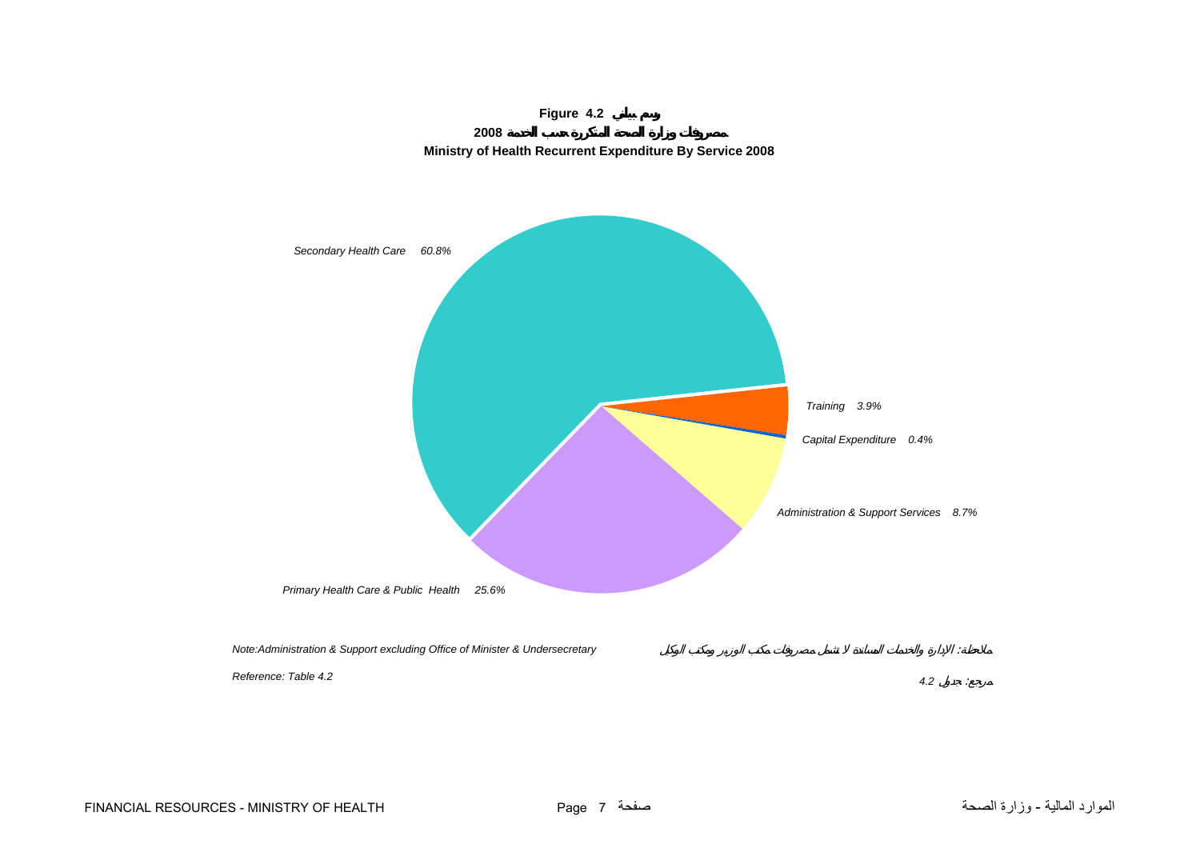**Figure 4.2 رسم بياني**

**مصروفات وزارة الصحة المتكررة حسب الخدمة 2008**

**Ministry of Health Recurrent Expenditure By Service 2008**

*Secondary Health Care 60.8%*

*Training 3.9%*

*Capital Expenditure 0.4%*

*Administration & Support Services 8.7%*

*Primary Health Care & Public Health 25.6%*

*Note:Administration & Support excluding Office of Minister & Undersecretary*

*ملاحظة: الإدارة والخدمات المساندة لا تشمل مصروفات مكتب الوزير ومكتب الوكيل*

*Reference: Table 4.2*

*مرجع: جدول 4.2*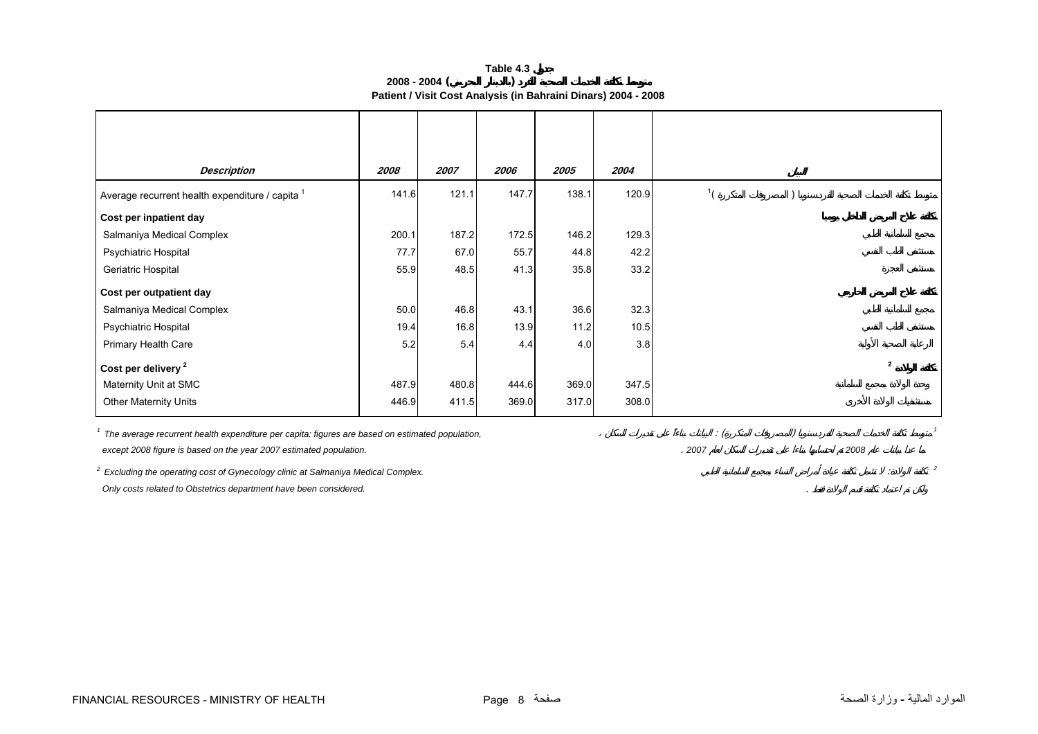# Table 4.3 جدول

## متوسط تكلفة الخدمات الصحية للفرد (بالدينار البحريني) 2004 - 2008

## Patient / Visit Cost Analysis (in Bahraini Dinars) 2004 - 2008

| Description | 2008 | 2007 | 2006 | 2005 | 2004 | البيان |
|---|---|---|---|---|---|---|
| Average recurrent health expenditure / capita [1] | 141.6 | 121.1 | 147.7 | 138.1 | 120.9 | متوسط تكلفة الخدمات الصحية للفرد سنويا ( المصروفات المتكررة ) [1] |
| **Cost per inpatient day** | | | | | | **تكلفة علاج المريض الداخلي يوميا** |
| Salmaniya Medical Complex | 200.1 | 187.2 | 172.5 | 146.2 | 129.3 | مجمع السلمانية الطبي |
| Psychiatric Hospital | 77.7 | 67.0 | 55.7 | 44.8 | 42.2 | مستشفى الطب النفسي |
| Geriatric Hospital | 55.9 | 48.5 | 41.3 | 35.8 | 33.2 | مستشفى العجزة |
| **Cost per outpatient day** | | | | | | **تكلفة علاج المريض الخارجي** |
| Salmaniya Medical Complex | 50.0 | 46.8 | 43.1 | 36.6 | 32.3 | مجمع السلمانية الطبي |
| Psychiatric Hospital | 19.4 | 16.8 | 13.9 | 11.2 | 10.5 | مستشفى الطب النفسي |
| Primary Health Care | 5.2 | 5.4 | 4.4 | 4.0 | 3.8 | الرعاية الصحية الأولية |
| **Cost per delivery [2]** | | | | | | **تكلفة الولادة [2]** |
| Maternity Unit at SMC | 487.9 | 480.8 | 444.6 | 369.0 | 347.5 | وحدة الولادة بمجمع السلمانية |
| Other Maternity Units | 446.9 | 411.5 | 369.0 | 317.0 | 308.0 | مستشفيات الولادة الأخرى |

[1] The average recurrent health expenditure per capita: figures are based on estimated population, except 2008 figure is based on the year 2007 estimated population.

[1] متوسط تكلفة الخدمات الصحية للفرد سنويا (المصروفات المتكررة) : البيانات بناءاً على تقديرات السكان ، ما عدا بيانات عام 2008 تم احتسابها بناءا على تقديرات السكان لعام 2007 .

[2] Excluding the operating cost of Gynecology clinic at Salmaniya Medical Complex. Only costs related to Obstetrics department have been considered.

[2] تكلفة الولادة: لا تشمل تكلفة عيادة أمراض النساء بمجمع السلمانية الطبي ولكن تم اعتماد تكلفة قسم الولادة فقط .